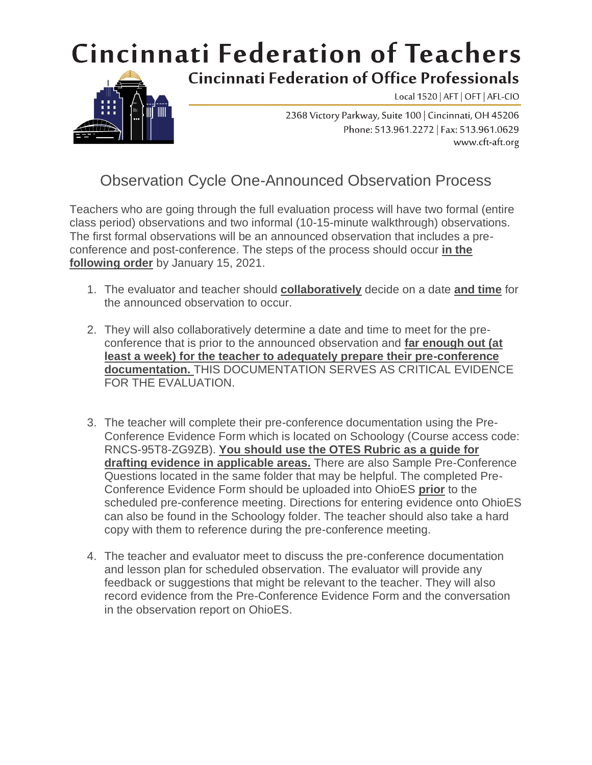# Cincinnati Federation of Teachers

## Cincinnati Federation of Office Professionals

Local 1520 | AFT | OFT | AFL-CIO

2368 Victory Parkway, Suite 100 | Cincinnati, OH 45206
Phone: 513.961.2272 | Fax: 513.961.0629
www.cft-aft.org

## Observation Cycle One-Announced Observation Process

Teachers who are going through the full evaluation process will have two formal (entire class period) observations and two informal (10-15-minute walkthrough) observations. The first formal observations will be an announced observation that includes a pre-conference and post-conference. The steps of the process should occur **in the following order** by January 15, 2021.

1. The evaluator and teacher should **collaboratively** decide on a date **and time** for the announced observation to occur.

2. They will also collaboratively determine a date and time to meet for the pre-conference that is prior to the announced observation and **far enough out (at least a week) for the teacher to adequately prepare their pre-conference documentation.** THIS DOCUMENTATION SERVES AS CRITICAL EVIDENCE FOR THE EVALUATION.

3. The teacher will complete their pre-conference documentation using the Pre-Conference Evidence Form which is located on Schoology (Course access code: RNCS-95T8-ZG9ZB). **You should use the OTES Rubric as a guide for drafting evidence in applicable areas.** There are also Sample Pre-Conference Questions located in the same folder that may be helpful. The completed Pre-Conference Evidence Form should be uploaded into OhioES **prior** to the scheduled pre-conference meeting. Directions for entering evidence onto OhioES can also be found in the Schoology folder. The teacher should also take a hard copy with them to reference during the pre-conference meeting.

4. The teacher and evaluator meet to discuss the pre-conference documentation and lesson plan for scheduled observation. The evaluator will provide any feedback or suggestions that might be relevant to the teacher. They will also record evidence from the Pre-Conference Evidence Form and the conversation in the observation report on OhioES.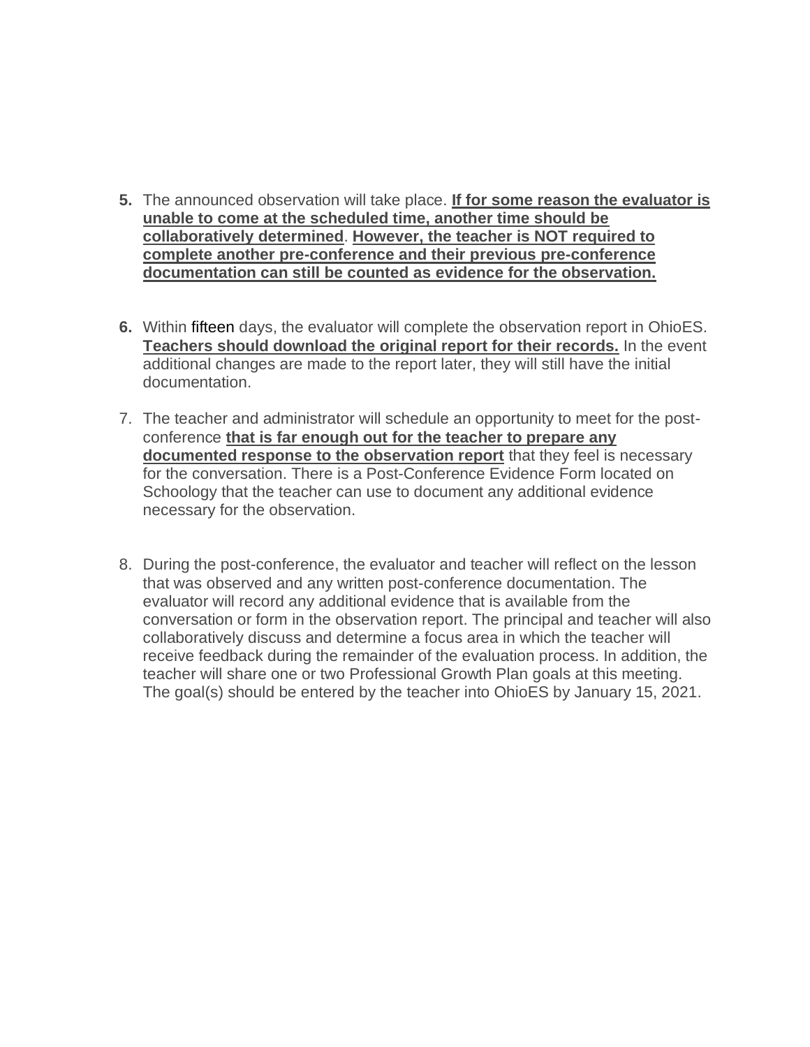5. The announced observation will take place. **If for some reason the evaluator is unable to come at the scheduled time, another time should be collaboratively determined**. **However, the teacher is NOT required to complete another pre-conference and their previous pre-conference documentation can still be counted as evidence for the observation.**

6. Within fifteen days, the evaluator will complete the observation report in OhioES. **Teachers should download the original report for their records.** In the event additional changes are made to the report later, they will still have the initial documentation.

7. The teacher and administrator will schedule an opportunity to meet for the post-conference **that is far enough out for the teacher to prepare any documented response to the observation report** that they feel is necessary for the conversation. There is a Post-Conference Evidence Form located on Schoology that the teacher can use to document any additional evidence necessary for the observation.

8. During the post-conference, the evaluator and teacher will reflect on the lesson that was observed and any written post-conference documentation. The evaluator will record any additional evidence that is available from the conversation or form in the observation report. The principal and teacher will also collaboratively discuss and determine a focus area in which the teacher will receive feedback during the remainder of the evaluation process. In addition, the teacher will share one or two Professional Growth Plan goals at this meeting. The goal(s) should be entered by the teacher into OhioES by January 15, 2021.